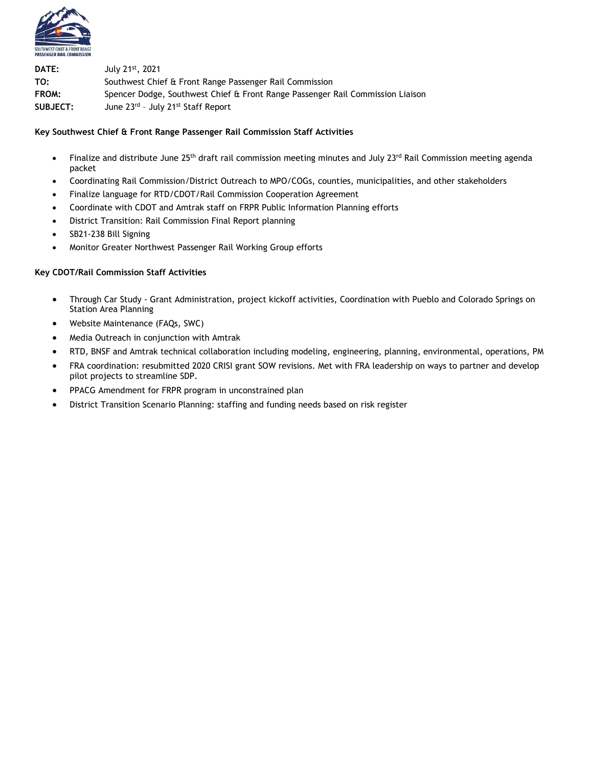| | |
|---|---|
| **DATE:** | July 21st, 2021 |
| **TO:** | Southwest Chief & Front Range Passenger Rail Commission |
| **FROM:** | Spencer Dodge, Southwest Chief & Front Range Passenger Rail Commission Liaison |
| **SUBJECT:** | June 23rd – July 21st Staff Report |

**Key Southwest Chief & Front Range Passenger Rail Commission Staff Activities**

- Finalize and distribute June 25th draft rail commission meeting minutes and July 23rd Rail Commission meeting agenda packet
- Coordinating Rail Commission/District Outreach to MPO/COGs, counties, municipalities, and other stakeholders
- Finalize language for RTD/CDOT/Rail Commission Cooperation Agreement
- Coordinate with CDOT and Amtrak staff on FRPR Public Information Planning efforts
- District Transition: Rail Commission Final Report planning
- SB21-238 Bill Signing
- Monitor Greater Northwest Passenger Rail Working Group efforts

**Key CDOT/Rail Commission Staff Activities**

- Through Car Study - Grant Administration, project kickoff activities, Coordination with Pueblo and Colorado Springs on Station Area Planning
- Website Maintenance (FAQs, SWC)
- Media Outreach in conjunction with Amtrak
- RTD, BNSF and Amtrak technical collaboration including modeling, engineering, planning, environmental, operations, PM
- FRA coordination: resubmitted 2020 CRISI grant SOW revisions. Met with FRA leadership on ways to partner and develop pilot projects to streamline SDP.
- PPACG Amendment for FRPR program in unconstrained plan
- District Transition Scenario Planning: staffing and funding needs based on risk register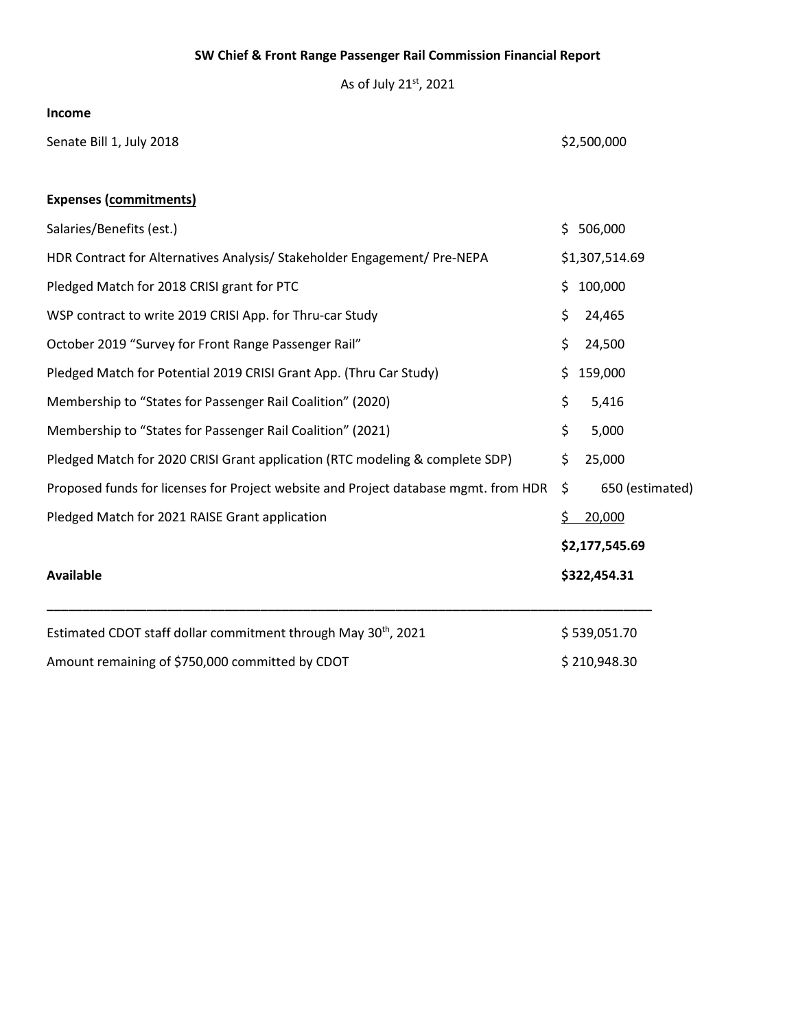**SW Chief & Front Range Passenger Rail Commission Financial Report**

As of July 21st, 2021

**Income**

| | |
|---|---|
| Senate Bill 1, July 2018 | $2,500,000 |

**Expenses (commitments)**

| | |
|---|---|
| Salaries/Benefits (est.) | $ 506,000 |
| HDR Contract for Alternatives Analysis/ Stakeholder Engagement/ Pre-NEPA | $1,307,514.69 |
| Pledged Match for 2018 CRISI grant for PTC | $ 100,000 |
| WSP contract to write 2019 CRISI App. for Thru-car Study | $ 24,465 |
| October 2019 "Survey for Front Range Passenger Rail" | $ 24,500 |
| Pledged Match for Potential 2019 CRISI Grant App. (Thru Car Study) | $ 159,000 |
| Membership to "States for Passenger Rail Coalition" (2020) | $ 5,416 |
| Membership to "States for Passenger Rail Coalition" (2021) | $ 5,000 |
| Pledged Match for 2020 CRISI Grant application (RTC modeling & complete SDP) | $ 25,000 |
| Proposed funds for licenses for Project website and Project database mgmt. from HDR | $ 650 (estimated) |
| Pledged Match for 2021 RAISE Grant application | $ 20,000 |
| | **$2,177,545.69** |
| **Available** | **$322,454.31** |

---

| | |
|---|---|
| Estimated CDOT staff dollar commitment through May 30th, 2021 | $ 539,051.70 |
| Amount remaining of $750,000 committed by CDOT | $ 210,948.30 |